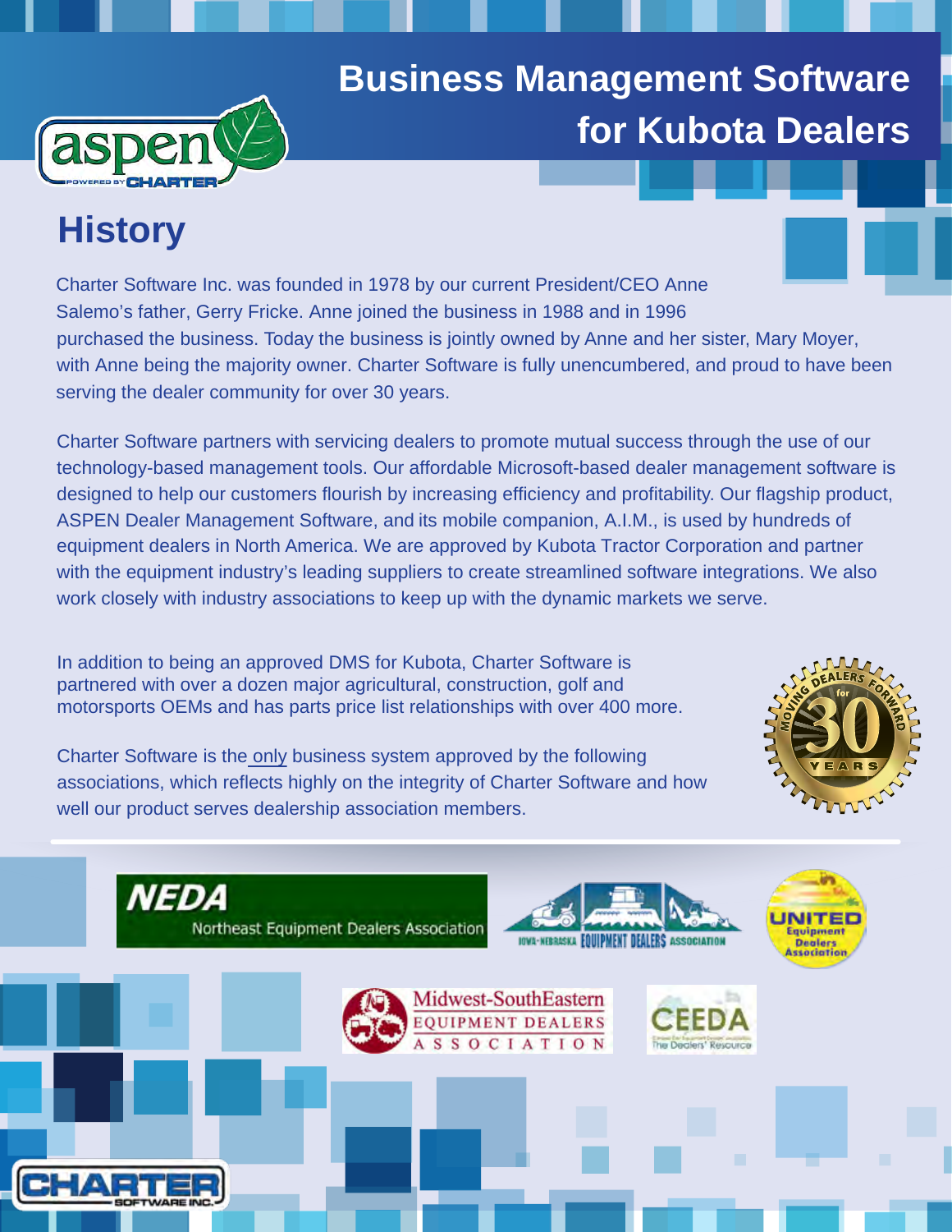# Business Management Software for Kubota Dealers

## History

Charter Software Inc. was founded in 1978 by our current President/CEO Anne Salemo's father, Gerry Fricke. Anne joined the business in 1988 and in 1996 purchased the business. Today the business is jointly owned by Anne and her sister, Mary Moyer, with Anne being the majority owner. Charter Software is fully unencumbered, and proud to have been serving the dealer community for over 30 years.

Charter Software partners with servicing dealers to promote mutual success through the use of our technology-based management tools. Our affordable Microsoft-based dealer management software is designed to help our customers flourish by increasing efficiency and profitability. Our flagship product, ASPEN Dealer Management Software, and its mobile companion, A.I.M., is used by hundreds of equipment dealers in North America. We are approved by Kubota Tractor Corporation and partner with the equipment industry's leading suppliers to create streamlined software integrations. We also work closely with industry associations to keep up with the dynamic markets we serve.

In addition to being an approved DMS for Kubota, Charter Software is partnered with over a dozen major agricultural, construction, golf and motorsports OEMs and has parts price list relationships with over 400 more.

Charter Software is the only business system approved by the following associations, which reflects highly on the integrity of Charter Software and how well our product serves dealership association members.

- NEDA – Northeast Equipment Dealers Association
- Iowa-Nebraska Equipment Dealers Association
- United Equipment Dealers Association
- Midwest-SouthEastern Equipment Dealers Association
- CEEDA – The Dealers' Resource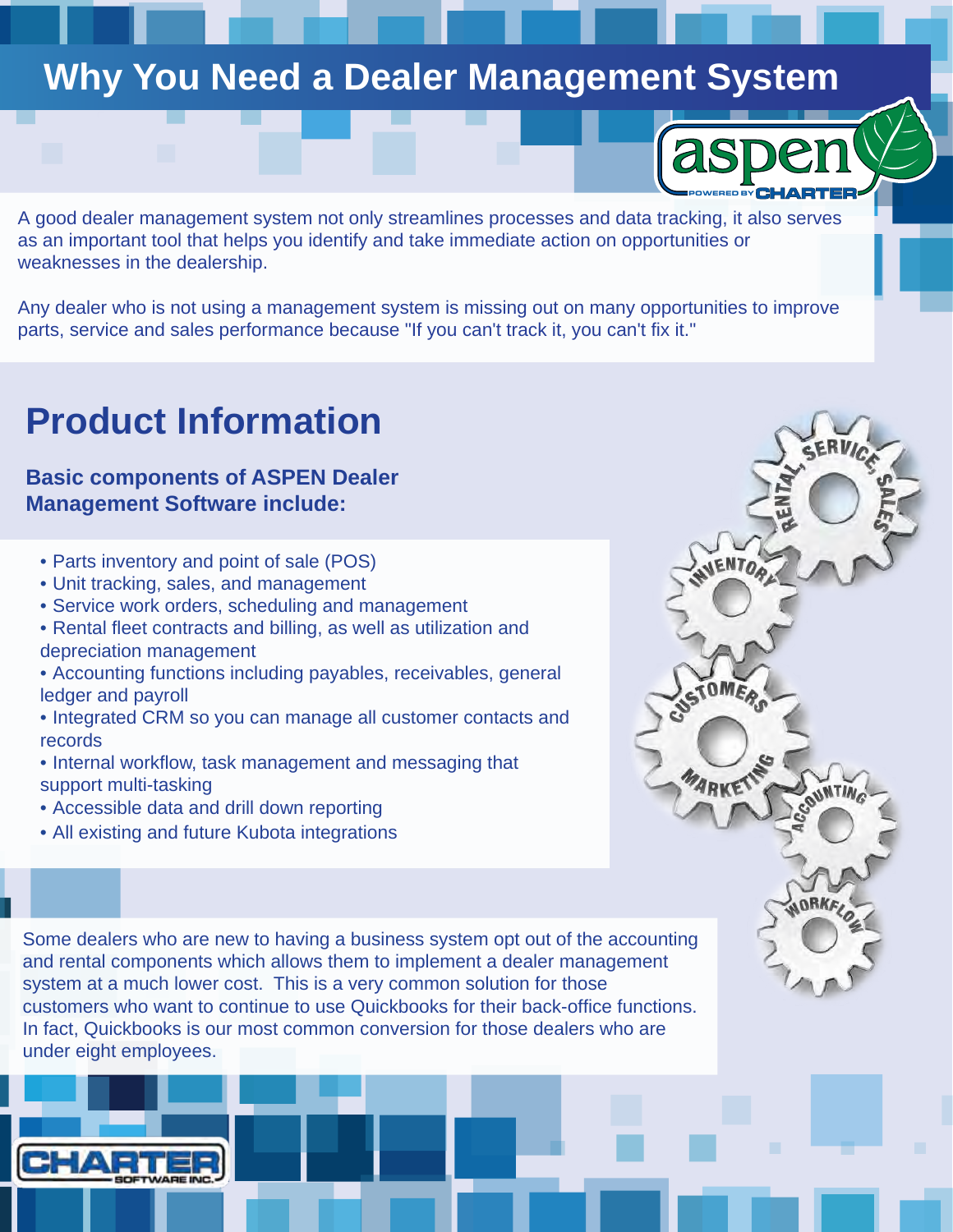# Why You Need a Dealer Management System

A good dealer management system not only streamlines processes and data tracking, it also serves as an important tool that helps you identify and take immediate action on opportunities or weaknesses in the dealership.

Any dealer who is not using a management system is missing out on many opportunities to improve parts, service and sales performance because "If you can't track it, you can't fix it."

## Product Information

### Basic components of ASPEN Dealer Management Software include:

- Parts inventory and point of sale (POS)
- Unit tracking, sales, and management
- Service work orders, scheduling and management
- Rental fleet contracts and billing, as well as utilization and depreciation management
- Accounting functions including payables, receivables, general ledger and payroll
- Integrated CRM so you can manage all customer contacts and records
- Internal workflow, task management and messaging that support multi-tasking
- Accessible data and drill down reporting
- All existing and future Kubota integrations

Some dealers who are new to having a business system opt out of the accounting and rental components which allows them to implement a dealer management system at a much lower cost. This is a very common solution for those customers who want to continue to use Quickbooks for their back-office functions. In fact, Quickbooks is our most common conversion for those dealers who are under eight employees.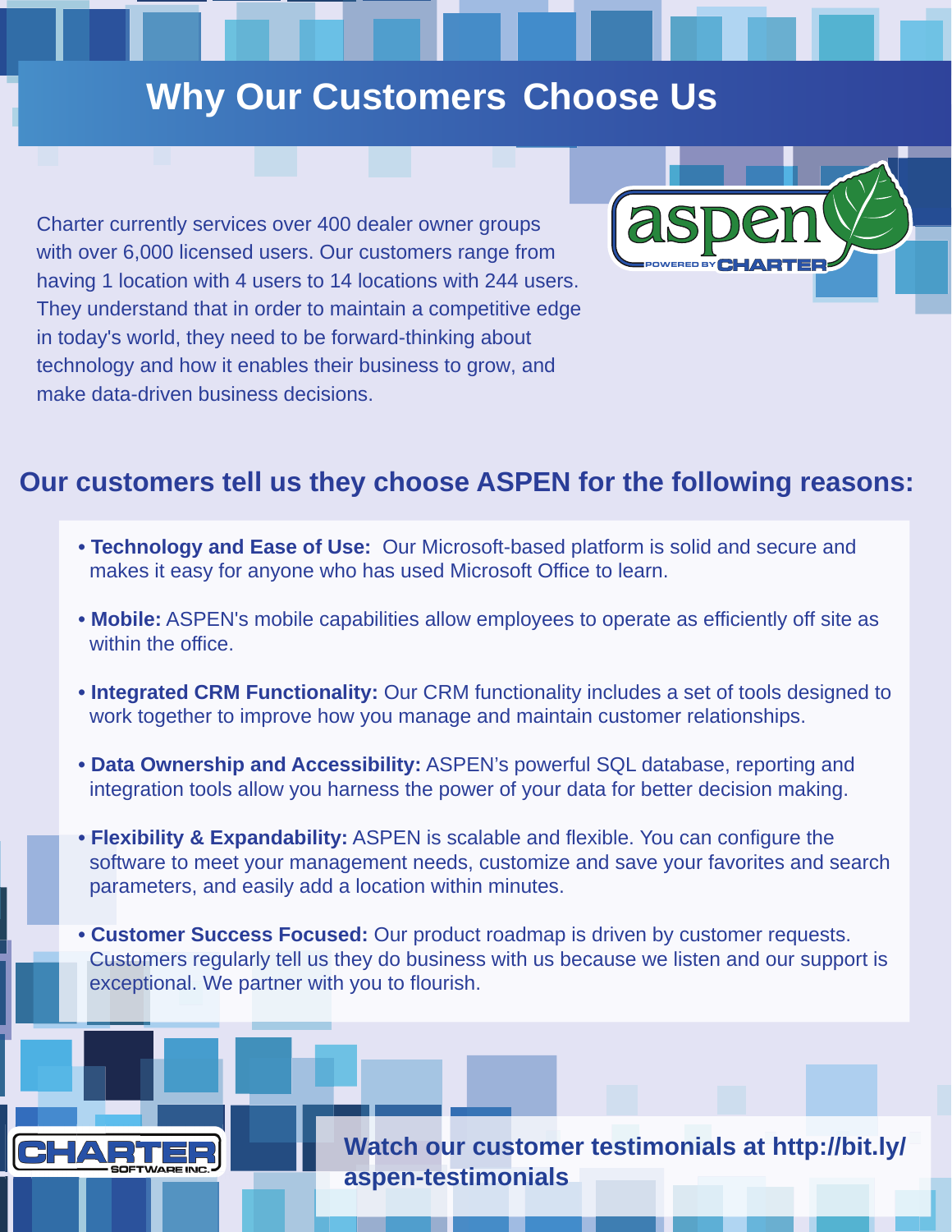# Why Our Customers Choose Us

Charter currently services over 400 dealer owner groups with over 6,000 licensed users. Our customers range from having 1 location with 4 users to 14 locations with 244 users. They understand that in order to maintain a competitive edge in today's world, they need to be forward-thinking about technology and how it enables their business to grow, and make data-driven business decisions.

aspen POWERED BY CHARTER

## Our customers tell us they choose ASPEN for the following reasons:

- **Technology and Ease of Use:** Our Microsoft-based platform is solid and secure and makes it easy for anyone who has used Microsoft Office to learn.
- **Mobile:** ASPEN's mobile capabilities allow employees to operate as efficiently off site as within the office.
- **Integrated CRM Functionality:** Our CRM functionality includes a set of tools designed to work together to improve how you manage and maintain customer relationships.
- **Data Ownership and Accessibility:** ASPEN's powerful SQL database, reporting and integration tools allow you harness the power of your data for better decision making.
- **Flexibility & Expandability:** ASPEN is scalable and flexible. You can configure the software to meet your management needs, customize and save your favorites and search parameters, and easily add a location within minutes.
- **Customer Success Focused:** Our product roadmap is driven by customer requests. Customers regularly tell us they do business with us because we listen and our support is exceptional. We partner with you to flourish.

CHARTER SOFTWARE INC.

**Watch our customer testimonials at http://bit.ly/aspen-testimonials**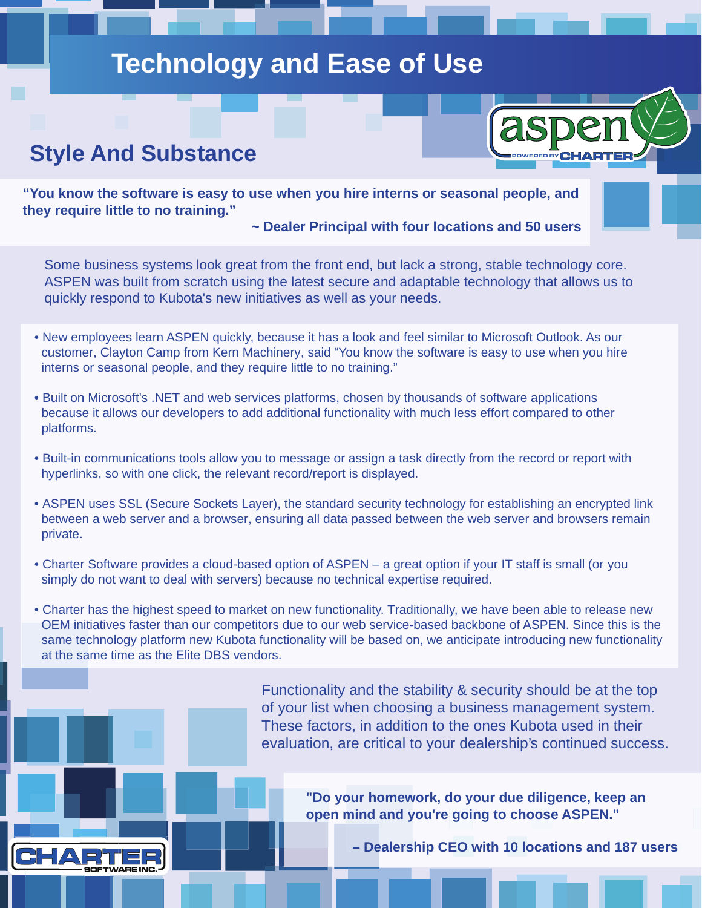# Technology and Easе of Use

## Style And Substance

**"You know the software is easy to use when you hire interns or seasonal people, and they require little to no training."**

**~ Dealer Principal with four locations and 50 users**

Some business systems look great from the front end, but lack a strong, stable technology core. ASPEN was built from scratch using the latest secure and adaptable technology that allows us to quickly respond to Kubota's new initiatives as well as your needs.

- New employees learn ASPEN quickly, because it has a look and feel similar to Microsoft Outlook. As our customer, Clayton Camp from Kern Machinery, said "You know the software is easy to use when you hire interns or seasonal people, and they require little to no training."
- Built on Microsoft's .NET and web services platforms, chosen by thousands of software applications because it allows our developers to add additional functionality with much less effort compared to other platforms.
- Built-in communications tools allow you to message or assign a task directly from the record or report with hyperlinks, so with one click, the relevant record/report is displayed.
- ASPEN uses SSL (Secure Sockets Layer), the standard security technology for establishing an encrypted link between a web server and a browser, ensuring all data passed between the web server and browsers remain private.
- Charter Software provides a cloud-based option of ASPEN – a great option if your IT staff is small (or you simply do not want to deal with servers) because no technical expertise required.
- Charter has the highest speed to market on new functionality. Traditionally, we have been able to release new OEM initiatives faster than our competitors due to our web service-based backbone of ASPEN. Since this is the same technology platform new Kubota functionality will be based on, we anticipate introducing new functionality at the same time as the Elite DBS vendors.

Functionality and the stability & security should be at the top of your list when choosing a business management system. These factors, in addition to the ones Kubota used in their evaluation, are critical to your dealership's continued success.

**"Do your homework, do your due diligence, keep an open mind and you're going to choose ASPEN."**

**– Dealership CEO with 10 locations and 187 users**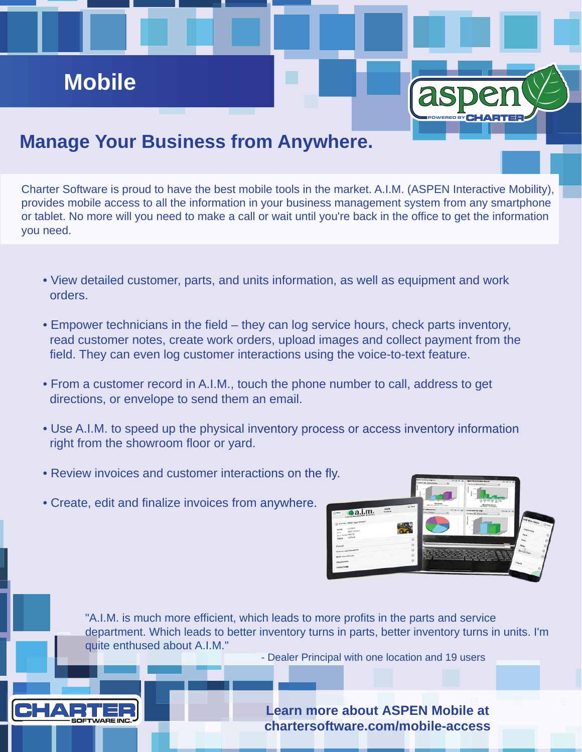# Mobile

## Manage Your Business from Anywhere.

Charter Software is proud to have the best mobile tools in the market. A.I.M. (ASPEN Interactive Mobility), provides mobile access to all the information in your business management system from any smartphone or tablet. No more will you need to make a call or wait until you're back in the office to get the information you need.

- View detailed customer, parts, and units information, as well as equipment and work orders.
- Empower technicians in the field – they can log service hours, check parts inventory, read customer notes, create work orders, upload images and collect payment from the field. They can even log customer interactions using the voice-to-text feature.
- From a customer record in A.I.M., touch the phone number to call, address to get directions, or envelope to send them an email.
- Use A.I.M. to speed up the physical inventory process or access inventory information right from the showroom floor or yard.
- Review invoices and customer interactions on the fly.
- Create, edit and finalize invoices from anywhere.

"A.I.M. is much more efficient, which leads to more profits in the parts and service department. Which leads to better inventory turns in parts, better inventory turns in units. I'm quite enthused about A.I.M."

- Dealer Principal with one location and 19 users

**Learn more about ASPEN Mobile at chartersoftware.com/mobile-access**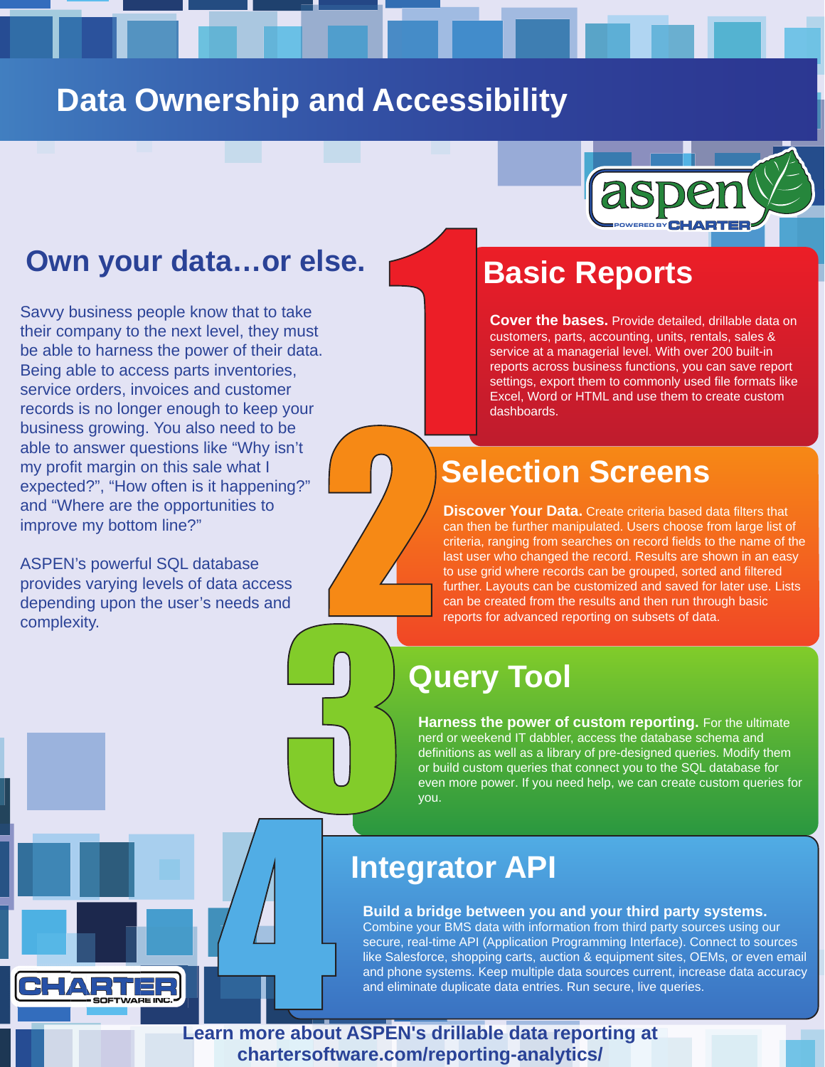# Data Ownership and Accessibility

## Own your data…or else.

Savvy business people know that to take their company to the next level, they must be able to harness the power of their data. Being able to access parts inventories, service orders, invoices and customer records is no longer enough to keep your business growing. You also need to be able to answer questions like "Why isn't my profit margin on this sale what I expected?", "How often is it happening?" and "Where are the opportunities to improve my bottom line?"

ASPEN's powerful SQL database provides varying levels of data access depending upon the user's needs and complexity.

## 1 Basic Reports

**Cover the bases.** Provide detailed, drillable data on customers, parts, accounting, units, rentals, sales & service at a managerial level. With over 200 built-in reports across business functions, you can save report settings, export them to commonly used file formats like Excel, Word or HTML and use them to create custom dashboards.

## 2 Selection Screens

**Discover Your Data.** Create criteria based data filters that can then be further manipulated. Users choose from large list of criteria, ranging from searches on record fields to the name of the last user who changed the record. Results are shown in an easy to use grid where records can be grouped, sorted and filtered further. Layouts can be customized and saved for later use. Lists can be created from the results and then run through basic reports for advanced reporting on subsets of data.

## 3 Query Tool

**Harness the power of custom reporting.** For the ultimate nerd or weekend IT dabbler, access the database schema and definitions as well as a library of pre-designed queries. Modify them or build custom queries that connect you to the SQL database for even more power. If you need help, we can create custom queries for you.

## 4 Integrator API

**Build a bridge between you and your third party systems.** Combine your BMS data with information from third party sources using our secure, real-time API (Application Programming Interface). Connect to sources like Salesforce, shopping carts, auction & equipment sites, OEMs, or even email and phone systems. Keep multiple data sources current, increase data accuracy and eliminate duplicate data entries. Run secure, live queries.

**Learn more about ASPEN's drillable data reporting at chartersoftware.com/reporting-analytics/**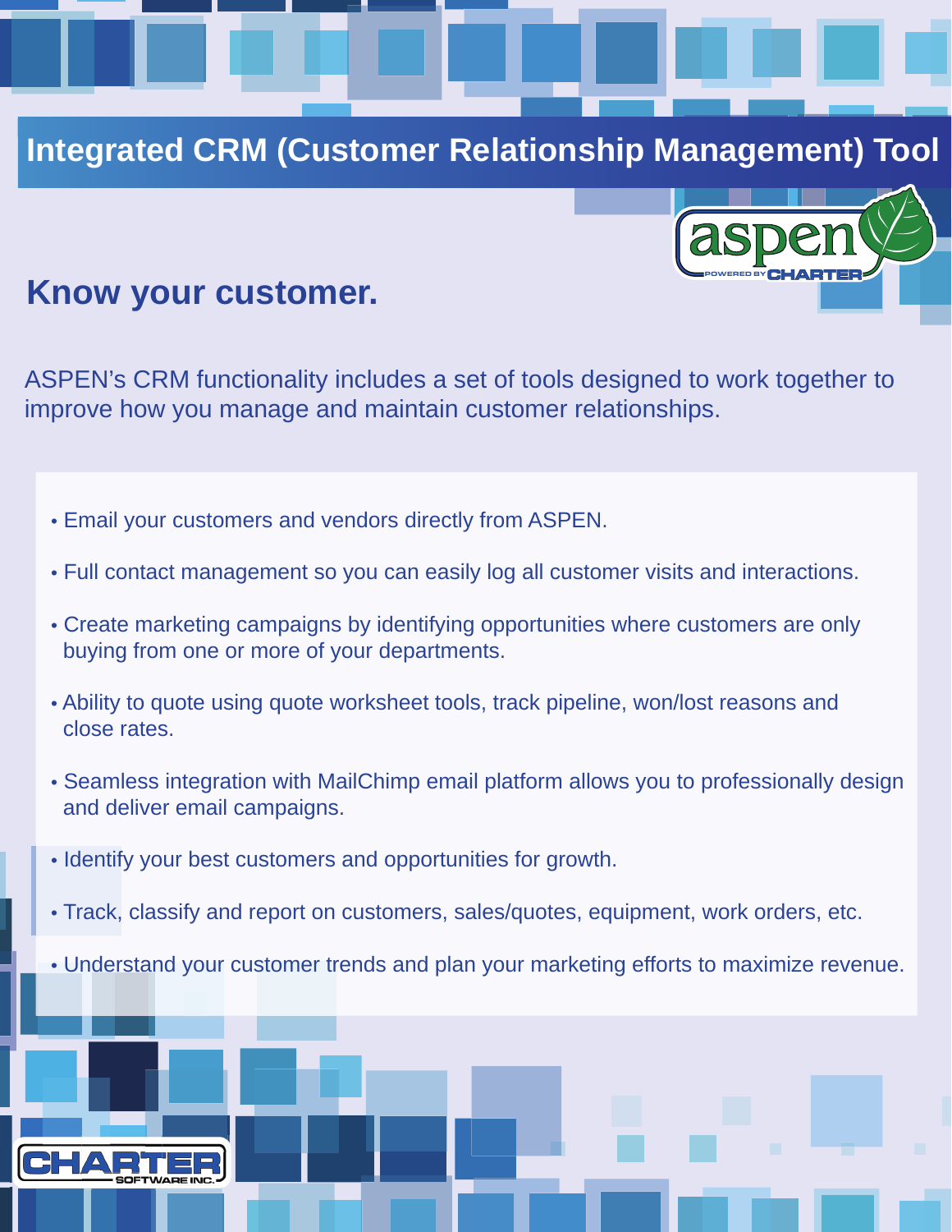# Integrated CRM (Customer Relationship Management) Tool

## Know your customer.

ASPEN's CRM functionality includes a set of tools designed to work together to improve how you manage and maintain customer relationships.

- Email your customers and vendors directly from ASPEN.
- Full contact management so you can easily log all customer visits and interactions.
- Create marketing campaigns by identifying opportunities where customers are only buying from one or more of your departments.
- Ability to quote using quote worksheet tools, track pipeline, won/lost reasons and close rates.
- Seamless integration with MailChimp email platform allows you to professionally design and deliver email campaigns.
- Identify your best customers and opportunities for growth.
- Track, classify and report on customers, sales/quotes, equipment, work orders, etc.
- Understand your customer trends and plan your marketing efforts to maximize revenue.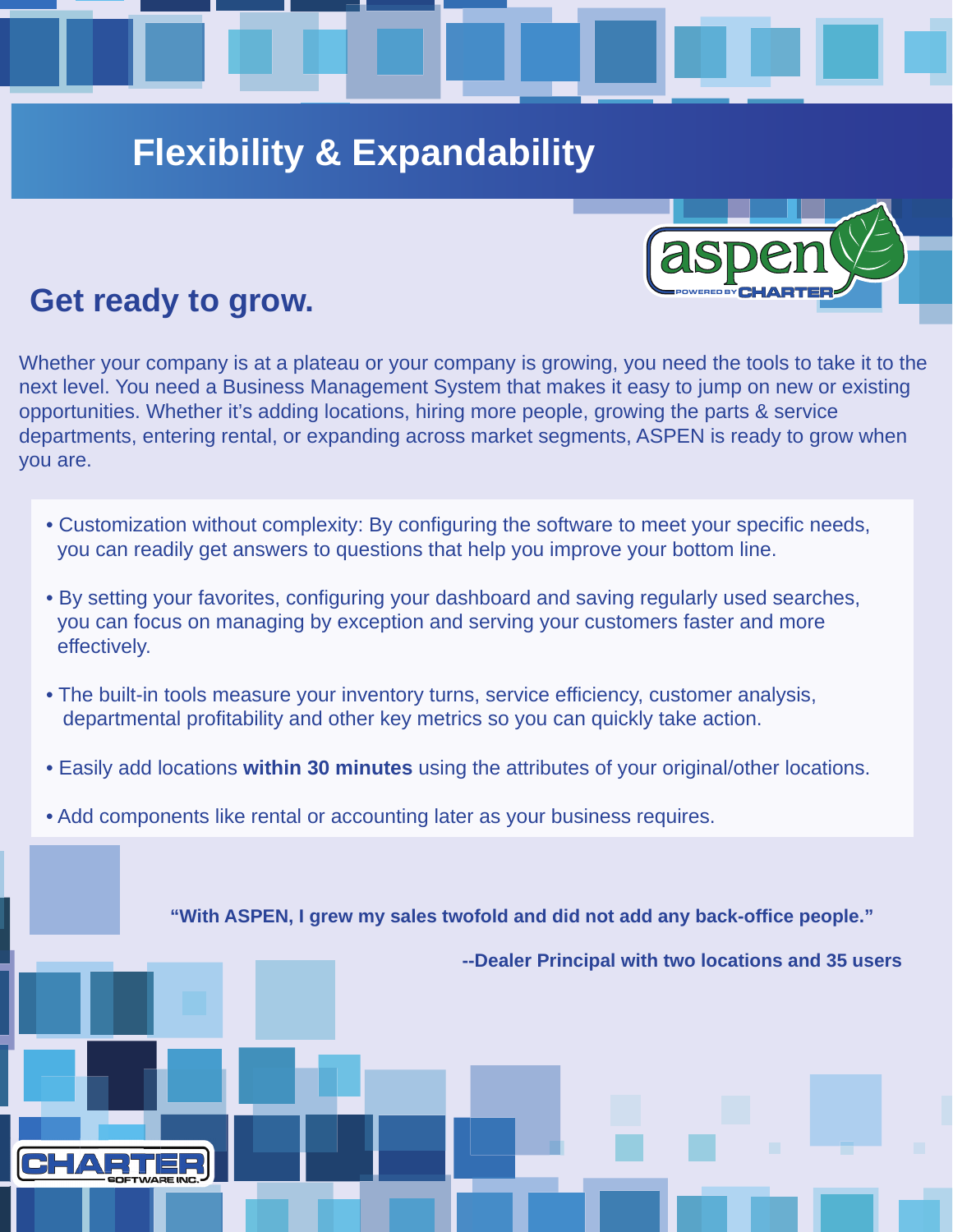# Flexibility & Expandability

## Get ready to grow.

Whether your company is at a plateau or your company is growing, you need the tools to take it to the next level. You need a Business Management System that makes it easy to jump on new or existing opportunities. Whether it's adding locations, hiring more people, growing the parts & service departments, entering rental, or expanding across market segments, ASPEN is ready to grow when you are.

- Customization without complexity: By configuring the software to meet your specific needs, you can readily get answers to questions that help you improve your bottom line.
- By setting your favorites, configuring your dashboard and saving regularly used searches, you can focus on managing by exception and serving your customers faster and more effectively.
- The built-in tools measure your inventory turns, service efficiency, customer analysis, departmental profitability and other key metrics so you can quickly take action.
- Easily add locations **within 30 minutes** using the attributes of your original/other locations.
- Add components like rental or accounting later as your business requires.

**"With ASPEN, I grew my sales twofold and did not add any back-office people."**

**--Dealer Principal with two locations and 35 users**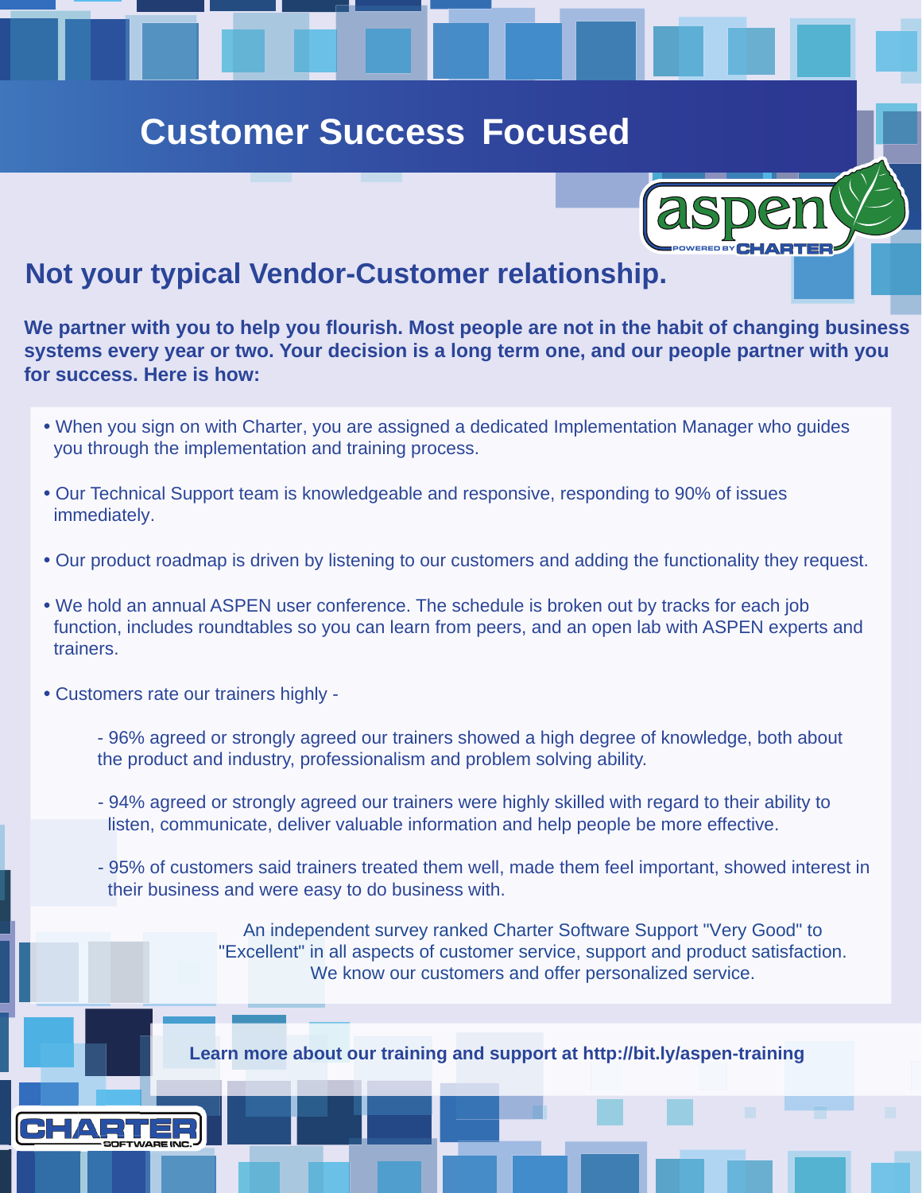# Customer Success Focused

## Not your typical Vendor-Customer relationship.

**We partner with you to help you flourish. Most people are not in the habit of changing business systems every year or two. Your decision is a long term one, and our people partner with you for success. Here is how:**

- When you sign on with Charter, you are assigned a dedicated Implementation Manager who guides you through the implementation and training process.
- Our Technical Support team is knowledgeable and responsive, responding to 90% of issues immediately.
- Our product roadmap is driven by listening to our customers and adding the functionality they request.
- We hold an annual ASPEN user conference. The schedule is broken out by tracks for each job function, includes roundtables so you can learn from peers, and an open lab with ASPEN experts and trainers.
- Customers rate our trainers highly -
  - 96% agreed or strongly agreed our trainers showed a high degree of knowledge, both about the product and industry, professionalism and problem solving ability.
  - 94% agreed or strongly agreed our trainers were highly skilled with regard to their ability to listen, communicate, deliver valuable information and help people be more effective.
  - 95% of customers said trainers treated them well, made them feel important, showed interest in their business and were easy to do business with.

An independent survey ranked Charter Software Support "Very Good" to "Excellent" in all aspects of customer service, support and product satisfaction. We know our customers and offer personalized service.

**Learn more about our training and support at http://bit.ly/aspen-training**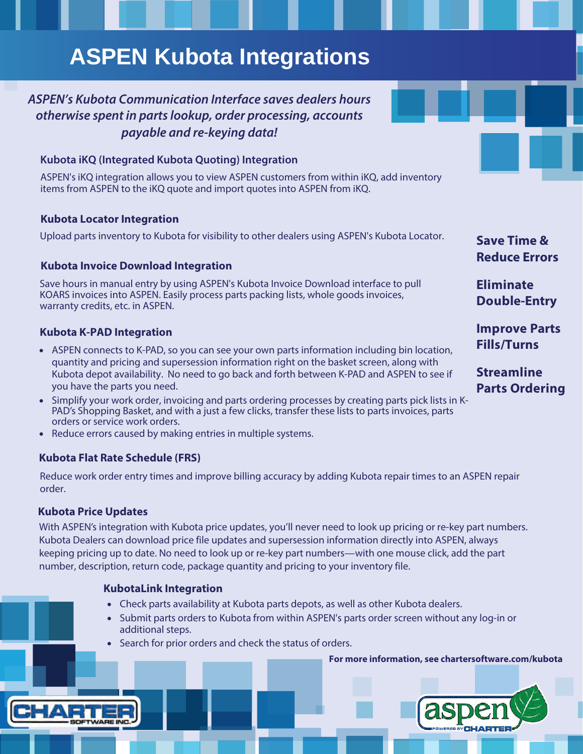# ASPEN Kubota Integrations

*ASPEN's Kubota Communication Interface saves dealers hours otherwise spent in parts lookup, order processing, accounts payable and re-keying data!*

### Kubota iKQ (Integrated Kubota Quoting) Integration

ASPEN's iKQ integration allows you to view ASPEN customers from within iKQ, add inventory items from ASPEN to the iKQ quote and import quotes into ASPEN from iKQ.

### Kubota Locator Integration

Upload parts inventory to Kubota for visibility to other dealers using ASPEN's Kubota Locator.

### Kubota Invoice Download Integration

Save hours in manual entry by using ASPEN's Kubota Invoice Download interface to pull KOARS invoices into ASPEN. Easily process parts packing lists, whole goods invoices, warranty credits, etc. in ASPEN.

### Kubota K-PAD Integration

- ASPEN connects to K-PAD, so you can see your own parts information including bin location, quantity and pricing and supersession information right on the basket screen, along with Kubota depot availability. No need to go back and forth between K-PAD and ASPEN to see if you have the parts you need.
- Simplify your work order, invoicing and parts ordering processes by creating parts pick lists in K-PAD's Shopping Basket, and with a just a few clicks, transfer these lists to parts invoices, parts orders or service work orders.
- Reduce errors caused by making entries in multiple systems.

**Save Time & Reduce Errors**

**Eliminate Double-Entry**

**Improve Parts Fills/Turns**

**Streamline Parts Ordering**

### Kubota Flat Rate Schedule (FRS)

Reduce work order entry times and improve billing accuracy by adding Kubota repair times to an ASPEN repair order.

### Kubota Price Updates

With ASPEN's integration with Kubota price updates, you'll never need to look up pricing or re-key part numbers. Kubota Dealers can download price file updates and supersession information directly into ASPEN, always keeping pricing up to date. No need to look up or re-key part numbers—with one mouse click, add the part number, description, return code, package quantity and pricing to your inventory file.

### KubotaLink Integration

- Check parts availability at Kubota parts depots, as well as other Kubota dealers.
- Submit parts orders to Kubota from within ASPEN's parts order screen without any log-in or additional steps.
- Search for prior orders and check the status of orders.

**For more information, see chartersoftware.com/kubota**

CHARTER SOFTWARE INC.

aspen POWERED BY CHARTER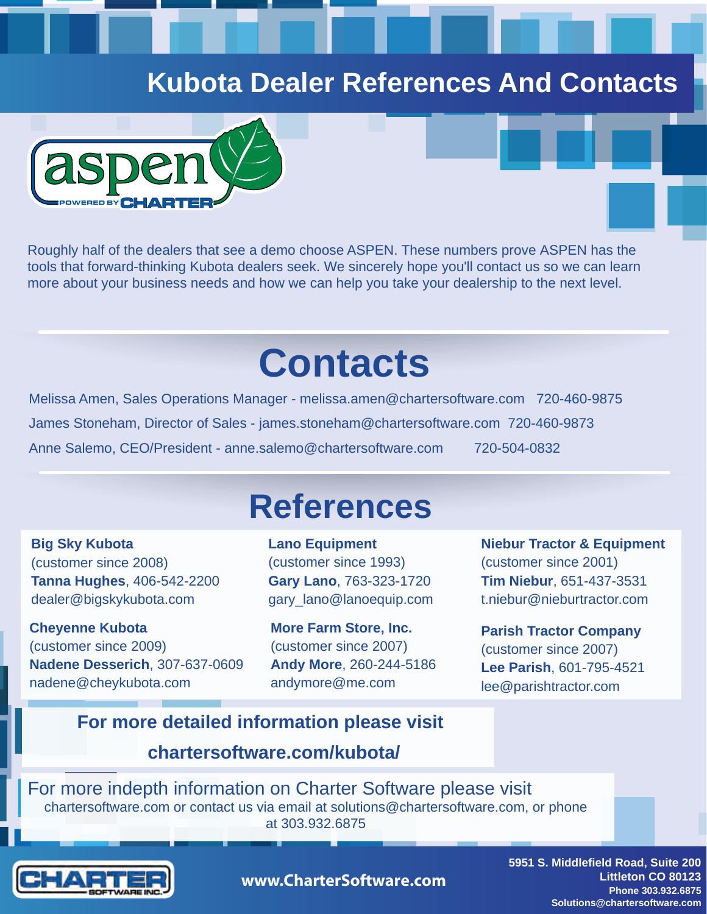# Kubota Dealer References And Contacts

aspen POWERED BY CHARTER

Roughly half of the dealers that see a demo choose ASPEN. These numbers prove ASPEN has the tools that forward-thinking Kubota dealers seek. We sincerely hope you'll contact us so we can learn more about your business needs and how we can help you take your dealership to the next level.

## Contacts

Melissa Amen, Sales Operations Manager - melissa.amen@chartersoftware.com 720-460-9875

James Stoneham, Director of Sales - james.stoneham@chartersoftware.com 720-460-9873

Anne Salemo, CEO/President - anne.salemo@chartersoftware.com 720-504-0832

## References

**Big Sky Kubota**
(customer since 2008)
**Tanna Hughes**, 406-542-2200
dealer@bigskykubota.com

**Cheyenne Kubota**
(customer since 2009)
**Nadene Desserich**, 307-637-0609
nadene@cheykubota.com

**Lano Equipment**
(customer since 1993)
**Gary Lano**, 763-323-1720
gary_lano@lanoequip.com

**More Farm Store, Inc.**
(customer since 2007)
**Andy More**, 260-244-5186
andymore@me.com

**Niebur Tractor & Equipment**
(customer since 2001)
**Tim Niebur**, 651-437-3531
t.niebur@nieburtractor.com

**Parish Tractor Company**
(customer since 2007)
**Lee Parish**, 601-795-4521
lee@parishtractor.com

**For more detailed information please visit**

**chartersoftware.com/kubota/**

For more indepth information on Charter Software please visit chartersoftware.com or contact us via email at solutions@chartersoftware.com, or phone at 303.932.6875

CHARTER SOFTWARE INC.

**www.CharterSoftware.com**

**5951 S. Middlefield Road, Suite 200**
**Littleton CO 80123**
**Phone 303.932.6875**
**Solutions@chartersoftware.com**